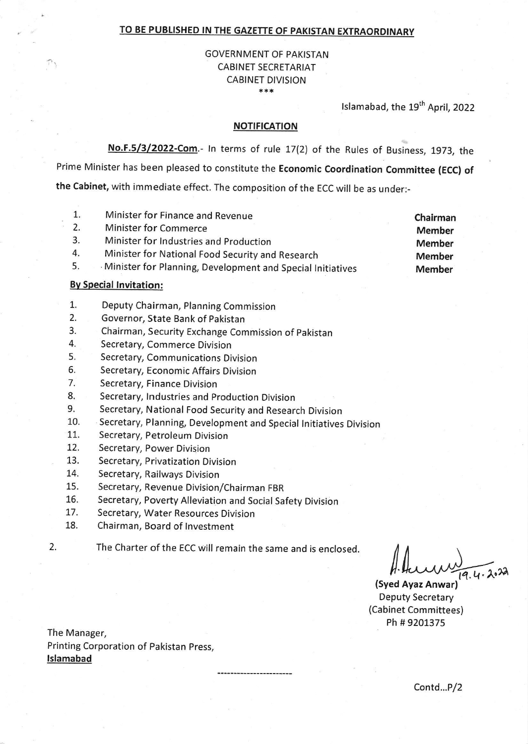**TO BE PUBLISHED IN THE GAZETTE OF PAKISTAN EXTRAORDINARY**

GOVERNMENT OF PAKISTAN
CABINET SECRETARIAT
CABINET DIVISION
\*\*\*

Islamabad, the 19th April, 2022

**NOTIFICATION**

**No.F.5/3/2022-Com.**- In terms of rule 17(2) of the Rules of Business, 1973, the Prime Minister has been pleased to constitute the **Economic Coordination Committee (ECC) of the Cabinet,** with immediate effect. The composition of the ECC will be as under:-

| | | |
|---|---|---|
| 1. | Minister for Finance and Revenue | **Chairman** |
| 2. | Minister for Commerce | **Member** |
| 3. | Minister for Industries and Production | **Member** |
| 4. | Minister for National Food Security and Research | **Member** |
| 5. | Minister for Planning, Development and Special Initiatives | **Member** |

**By Special Invitation:**

1. Deputy Chairman, Planning Commission
2. Governor, State Bank of Pakistan
3. Chairman, Security Exchange Commission of Pakistan
4. Secretary, Commerce Division
5. Secretary, Communications Division
6. Secretary, Economic Affairs Division
7. Secretary, Finance Division
8. Secretary, Industries and Production Division
9. Secretary, National Food Security and Research Division
10. Secretary, Planning, Development and Special Initiatives Division
11. Secretary, Petroleum Division
12. Secretary, Power Division
13. Secretary, Privatization Division
14. Secretary, Railways Division
15. Secretary, Revenue Division/Chairman FBR
16. Secretary, Poverty Alleviation and Social Safety Division
17. Secretary, Water Resources Division
18. Chairman, Board of Investment

2. The Charter of the ECC will remain the same and is enclosed.

19.4.2022
**(Syed Ayaz Anwar)**
Deputy Secretary
(Cabinet Committees)
Ph # 9201375

The Manager,
Printing Corporation of Pakistan Press,
**Islamabad**

---

Contd...P/2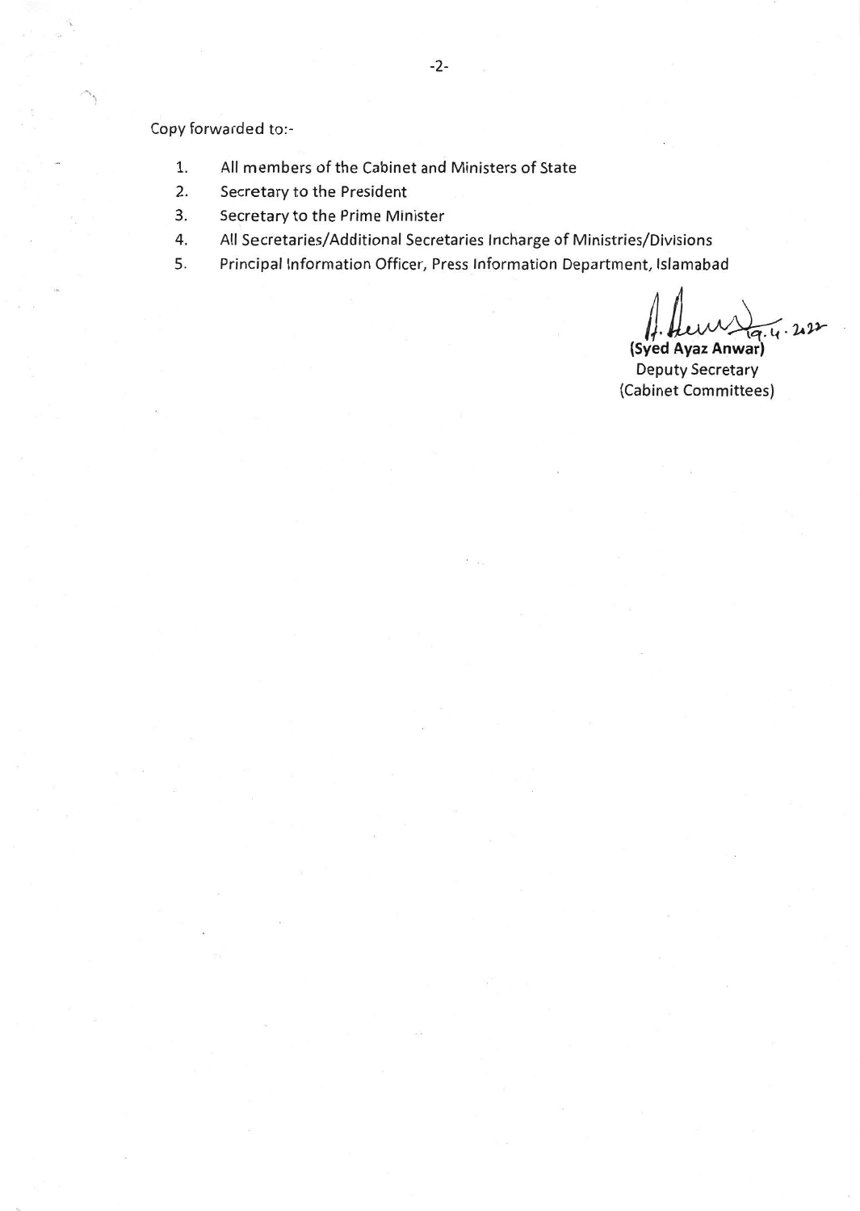Copy forwarded to:-

1. All members of the Cabinet and Ministers of State
2. Secretary to the President
3. Secretary to the Prime Minister
4. All Secretaries/Additional Secretaries Incharge of Ministries/Divisions
5. Principal Information Officer, Press Information Department, Islamabad

19.4.2022

**(Syed Ayaz Anwar)**
Deputy Secretary
(Cabinet Committees)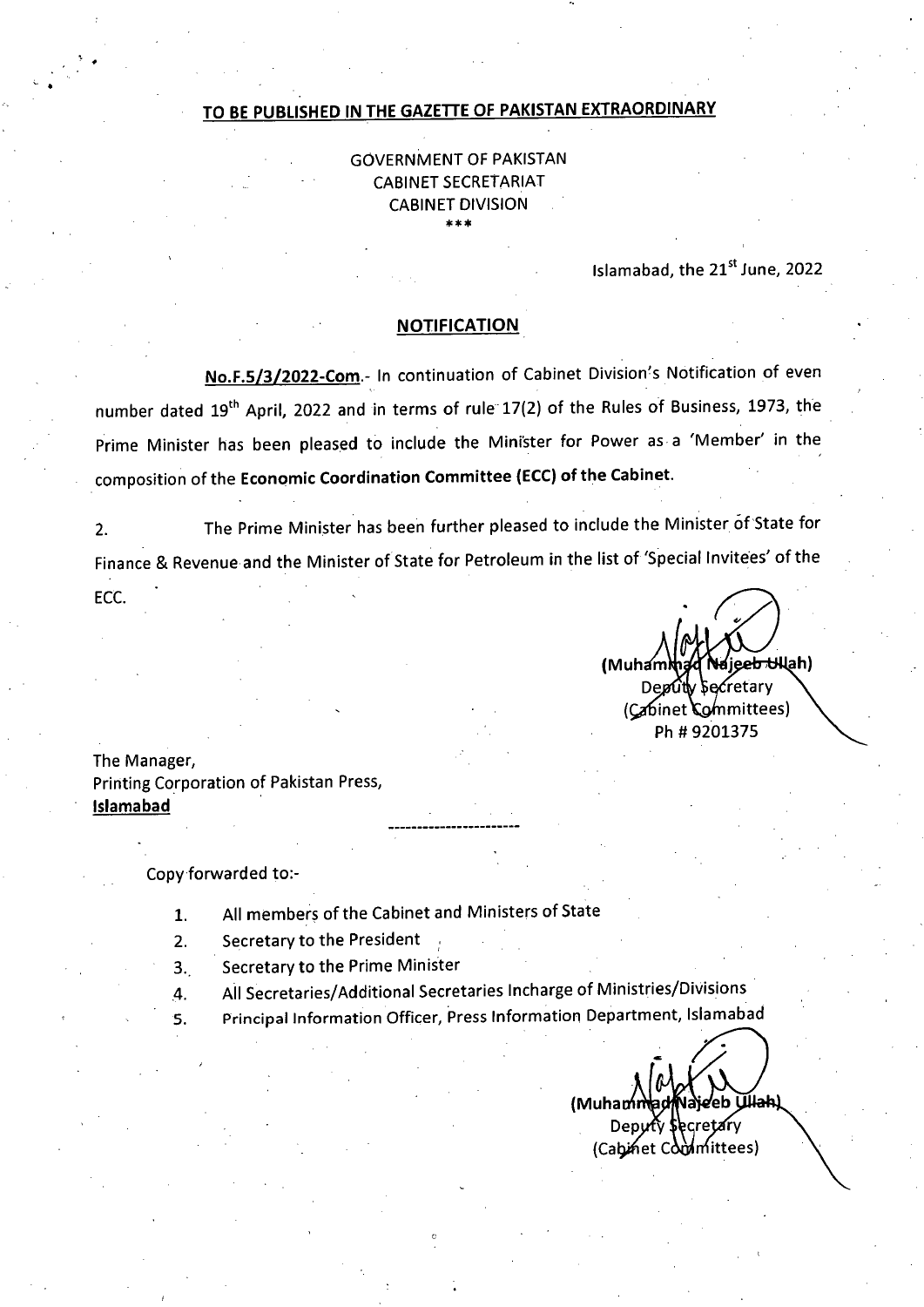**TO BE PUBLISHED IN THE GAZETTE OF PAKISTAN EXTRAORDINARY**

GOVERNMENT OF PAKISTAN
CABINET SECRETARIAT
CABINET DIVISION
\*\*\*

Islamabad, the 21st June, 2022

## NOTIFICATION

**No.F.5/3/2022-Com.**- In continuation of Cabinet Division's Notification of even number dated 19th April, 2022 and in terms of rule 17(2) of the Rules of Business, 1973, the Prime Minister has been pleased to include the Minister for Power as a 'Member' in the composition of the **Economic Coordination Committee (ECC) of the Cabinet.**

2. The Prime Minister has been further pleased to include the Minister of State for Finance & Revenue and the Minister of State for Petroleum in the list of 'Special Invitees' of the ECC.

(Muhammad Najeeb Ullah)
Deputy Secretary
(Cabinet Committees)
Ph # 9201375

The Manager,
Printing Corporation of Pakistan Press,
**Islamabad**

---

Copy forwarded to:-

1. All members of the Cabinet and Ministers of State
2. Secretary to the President
3. Secretary to the Prime Minister
4. All Secretaries/Additional Secretaries Incharge of Ministries/Divisions
5. Principal Information Officer, Press Information Department, Islamabad

(Muhammad Najeeb Ullah)
Deputy Secretary
(Cabinet Committees)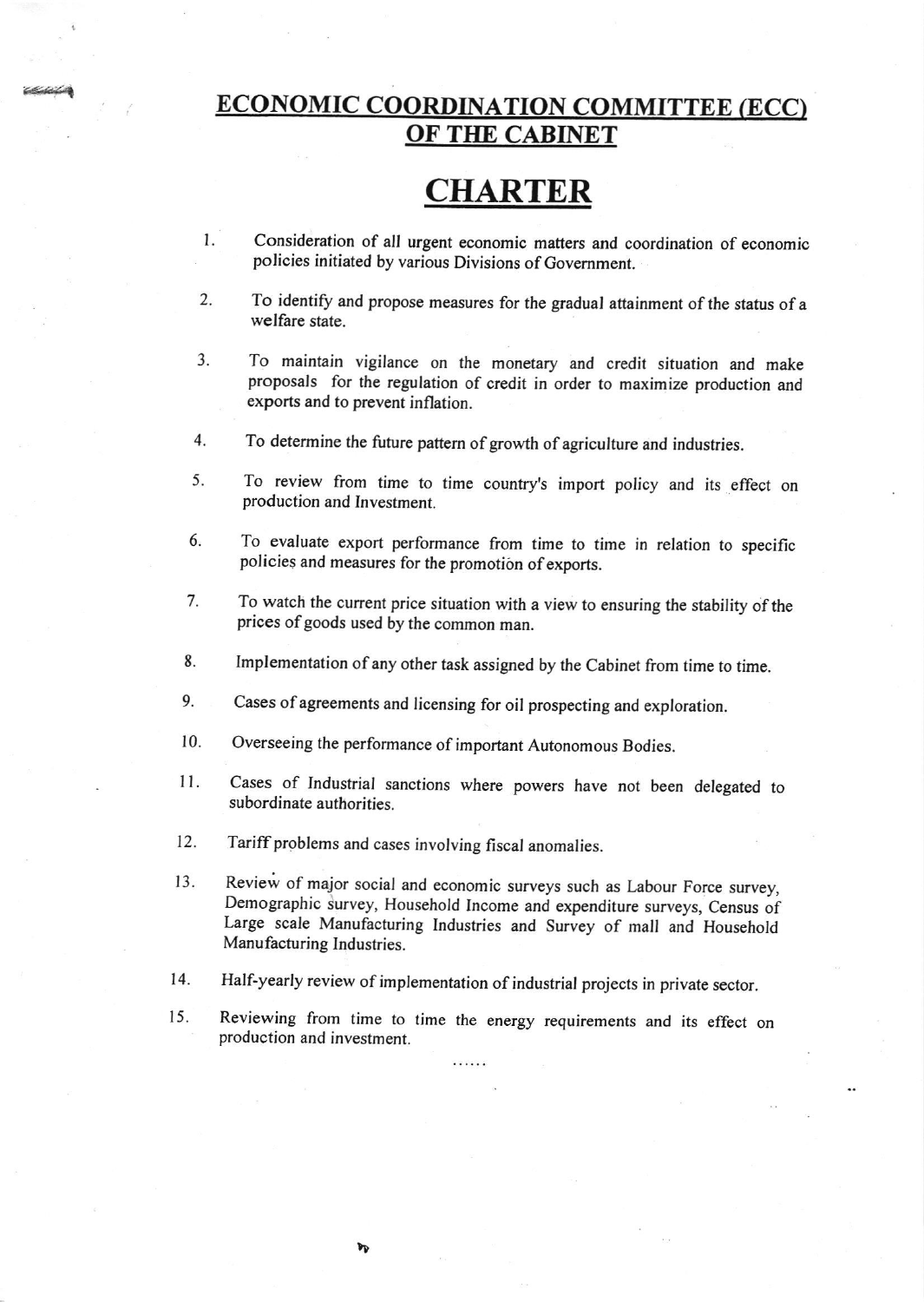# ECONOMIC COORDINATION COMMITTEE (ECC) OF THE CABINET

# CHARTER

1. Consideration of all urgent economic matters and coordination of economic policies initiated by various Divisions of Government.

2. To identify and propose measures for the gradual attainment of the status of a welfare state.

3. To maintain vigilance on the monetary and credit situation and make proposals for the regulation of credit in order to maximize production and exports and to prevent inflation.

4. To determine the future pattern of growth of agriculture and industries.

5. To review from time to time country's import policy and its effect on production and Investment.

6. To evaluate export performance from time to time in relation to specific policies and measures for the promotion of exports.

7. To watch the current price situation with a view to ensuring the stability of the prices of goods used by the common man.

8. Implementation of any other task assigned by the Cabinet from time to time.

9. Cases of agreements and licensing for oil prospecting and exploration.

10. Overseeing the performance of important Autonomous Bodies.

11. Cases of Industrial sanctions where powers have not been delegated to subordinate authorities.

12. Tariff problems and cases involving fiscal anomalies.

13. Review of major social and economic surveys such as Labour Force survey, Demographic survey, Household Income and expenditure surveys, Census of Large scale Manufacturing Industries and Survey of mall and Household Manufacturing Industries.

14. Half-yearly review of implementation of industrial projects in private sector.

15. Reviewing from time to time the energy requirements and its effect on production and investment.

......